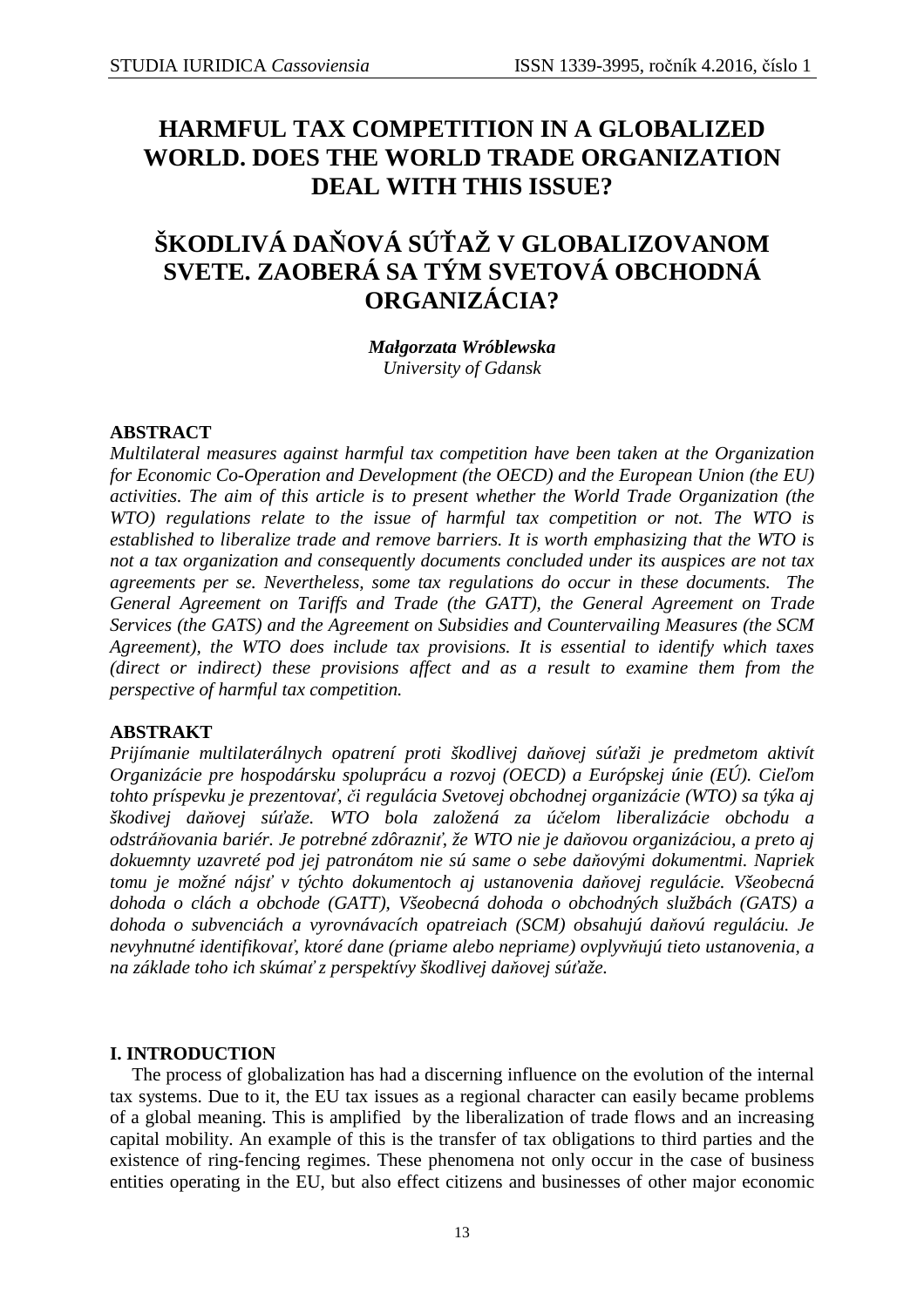# HARMFUL TAX COMPETITION IN A GLOBALIZED WORLD. DOES THE WORLD TRADE ORGANIZATION DEAL WITH THIS ISSUE?

# ŠKODLIVÁ DAŇOVÁ SÚŤAŽ V GLOBALIZOVANOM SVETE. ZAOBERÁ SA TÝM SVETOVÁ OBCHODNÁ ORGANIZÁCIA?

***Małgorzata Wróblewska***
*University of Gdansk*

**ABSTRACT**

*Multilateral measures against harmful tax competition have been taken at the Organization for Economic Co-Operation and Development (the OECD) and the European Union (the EU) activities. The aim of this article is to present whether the World Trade Organization (the WTO) regulations relate to the issue of harmful tax competition or not. The WTO is established to liberalize trade and remove barriers. It is worth emphasizing that the WTO is not a tax organization and consequently documents concluded under its auspices are not tax agreements per se. Nevertheless, some tax regulations do occur in these documents. The General Agreement on Tariffs and Trade (the GATT), the General Agreement on Trade Services (the GATS) and the Agreement on Subsidies and Countervailing Measures (the SCM Agreement), the WTO does include tax provisions. It is essential to identify which taxes (direct or indirect) these provisions affect and as a result to examine them from the perspective of harmful tax competition.*

**ABSTRAKT**

*Prijímanie multilaterálnych opatrení proti škodlivej daňovej súťaži je predmetom aktivít Organizácie pre hospodársku spoluprácu a rozvoj (OECD) a Európskej únie (EÚ). Cieľom tohto príspevku je prezentovať, či regulácia Svetovej obchodnej organizácie (WTO) sa týka aj škodivej daňovej súťaže. WTO bola založená za účelom liberalizácie obchodu a odstráňovania bariér. Je potrebné zdôrazniť, že WTO nie je daňovou organizáciou, a preto aj dokuemnty uzavreté pod jej patronátom nie sú same o sebe daňovými dokumentmi. Napriek tomu je možné nájsť v týchto dokumentoch aj ustanovenia daňovej regulácie. Všeobecná dohoda o clách a obchode (GATT), Všeobecná dohoda o obchodných službách (GATS) a dohoda o subvenciách a vyrovnávacích opatreiach (SCM) obsahujú daňovú reguláciu. Je nevyhnutné identifikovať, ktoré dane (priame alebo nepriame) ovplyvňujú tieto ustanovenia, a na základe toho ich skúmať z perspektívy škodlivej daňovej súťaže.*

## I. INTRODUCTION

The process of globalization has had a discerning influence on the evolution of the internal tax systems. Due to it, the EU tax issues as a regional character can easily became problems of a global meaning. This is amplified by the liberalization of trade flows and an increasing capital mobility. An example of this is the transfer of tax obligations to third parties and the existence of ring-fencing regimes. These phenomena not only occur in the case of business entities operating in the EU, but also effect citizens and businesses of other major economic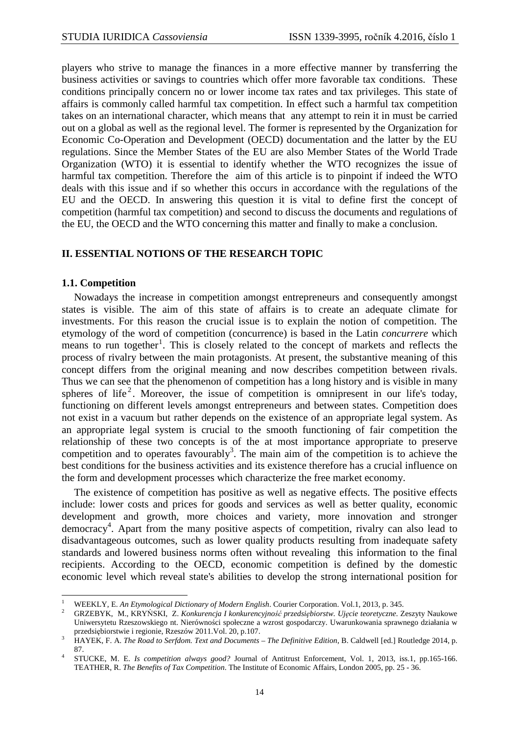players who strive to manage the finances in a more effective manner by transferring the business activities or savings to countries which offer more favorable tax conditions. These conditions principally concern no or lower income tax rates and tax privileges. This state of affairs is commonly called harmful tax competition. In effect such a harmful tax competition takes on an international character, which means that any attempt to rein it in must be carried out on a global as well as the regional level. The former is represented by the Organization for Economic Co-Operation and Development (OECD) documentation and the latter by the EU regulations. Since the Member States of the EU are also Member States of the World Trade Organization (WTO) it is essential to identify whether the WTO recognizes the issue of harmful tax competition. Therefore the aim of this article is to pinpoint if indeed the WTO deals with this issue and if so whether this occurs in accordance with the regulations of the EU and the OECD. In answering this question it is vital to define first the concept of competition (harmful tax competition) and second to discuss the documents and regulations of the EU, the OECD and the WTO concerning this matter and finally to make a conclusion.

## II. ESSENTIAL NOTIONS OF THE RESEARCH TOPIC

### 1.1. Competition

Nowadays the increase in competition amongst entrepreneurs and consequently amongst states is visible. The aim of this state of affairs is to create an adequate climate for investments. For this reason the crucial issue is to explain the notion of competition. The etymology of the word of competition (concurrence) is based in the Latin *concurrere* which means to run together[1]. This is closely related to the concept of markets and reflects the process of rivalry between the main protagonists. At present, the substantive meaning of this concept differs from the original meaning and now describes competition between rivals. Thus we can see that the phenomenon of competition has a long history and is visible in many spheres of life[2]. Moreover, the issue of competition is omnipresent in our life's today, functioning on different levels amongst entrepreneurs and between states. Competition does not exist in a vacuum but rather depends on the existence of an appropriate legal system. As an appropriate legal system is crucial to the smooth functioning of fair competition the relationship of these two concepts is of the at most importance appropriate to preserve competition and to operates favourably[3]. The main aim of the competition is to achieve the best conditions for the business activities and its existence therefore has a crucial influence on the form and development processes which characterize the free market economy.

The existence of competition has positive as well as negative effects. The positive effects include: lower costs and prices for goods and services as well as better quality, economic development and growth, more choices and variety, more innovation and stronger democracy[4]. Apart from the many positive aspects of competition, rivalry can also lead to disadvantageous outcomes, such as lower quality products resulting from inadequate safety standards and lowered business norms often without revealing this information to the final recipients. According to the OECD, economic competition is defined by the domestic economic level which reveal state's abilities to develop the strong international position for

---

[1] WEEKLY, E. *An Etymological Dictionary of Modern English*. Courier Corporation. Vol.1, 2013, p. 345.

[2] GRZEBYK, M., KRYŃSKI, Z. *Konkurencja I konkurencyjność przedsiębiorstw. Ujęcie teoretyczne*. Zeszyty Naukowe Uniwersytetu Rzeszowskiego nt. Nierówności społeczne a wzrost gospodarczy. Uwarunkowania sprawnego działania w przedsiębiorstwie i regionie, Rzeszów 2011.Vol. 20, p.107.

[3] HAYEK, F. A. *The Road to Serfdom. Text and Documents – The Definitive Edition*, B. Caldwell [ed.] Routledge 2014, p. 87.

[4] STUCKE, M. E. *Is competition always good?* Journal of Antitrust Enforcement, Vol. 1, 2013, iss.1, pp.165-166. TEATHER, R. *The Benefits of Tax Competition*. The Institute of Economic Affairs, London 2005, pp. 25 - 36.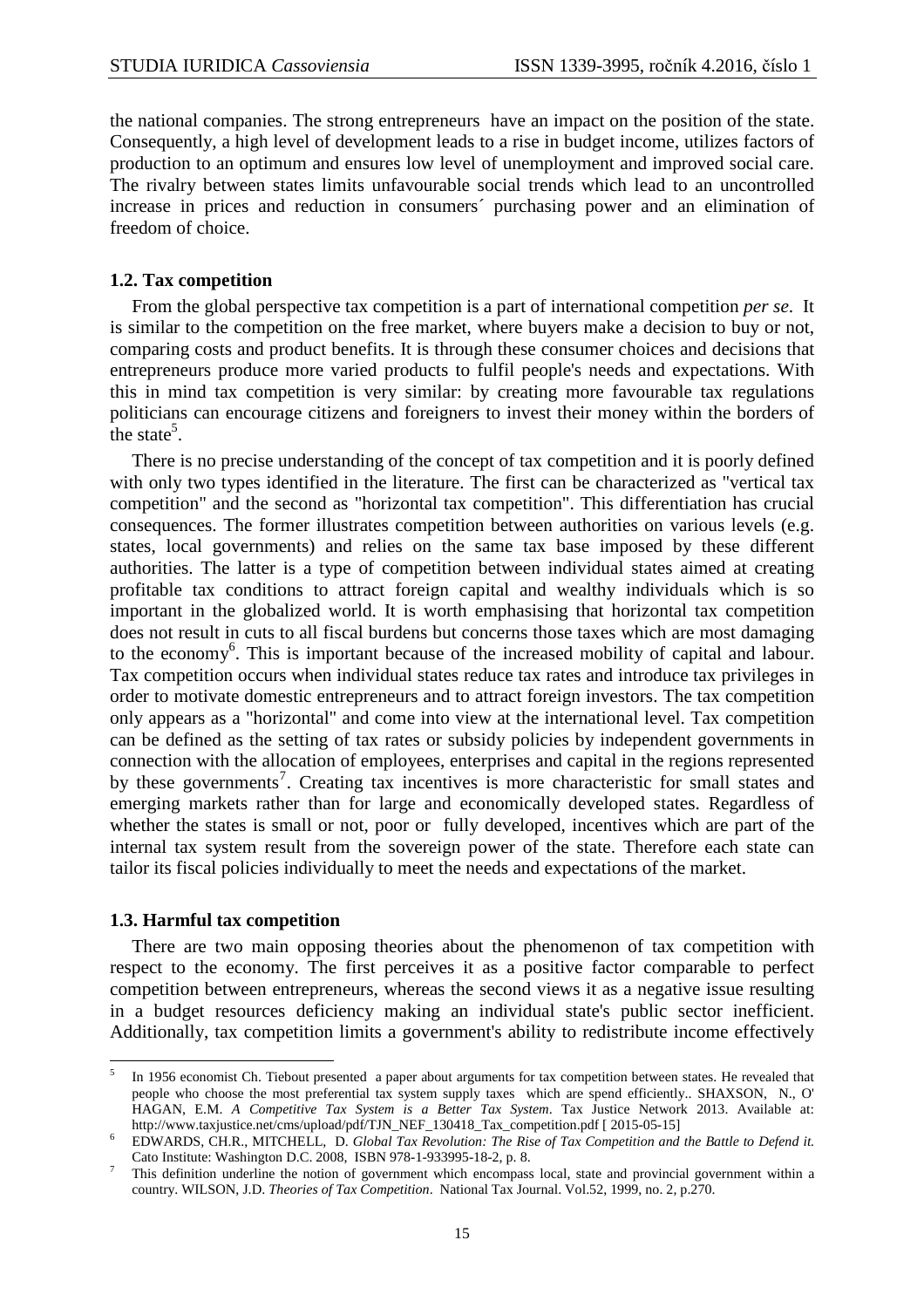the national companies. The strong entrepreneurs have an impact on the position of the state. Consequently, a high level of development leads to a rise in budget income, utilizes factors of production to an optimum and ensures low level of unemployment and improved social care. The rivalry between states limits unfavourable social trends which lead to an uncontrolled increase in prices and reduction in consumers´ purchasing power and an elimination of freedom of choice.

### 1.2. Tax competition

From the global perspective tax competition is a part of international competition *per se*. It is similar to the competition on the free market, where buyers make a decision to buy or not, comparing costs and product benefits. It is through these consumer choices and decisions that entrepreneurs produce more varied products to fulfil people's needs and expectations. With this in mind tax competition is very similar: by creating more favourable tax regulations politicians can encourage citizens and foreigners to invest their money within the borders of the state[5].

There is no precise understanding of the concept of tax competition and it is poorly defined with only two types identified in the literature. The first can be characterized as "vertical tax competition" and the second as "horizontal tax competition". This differentiation has crucial consequences. The former illustrates competition between authorities on various levels (e.g. states, local governments) and relies on the same tax base imposed by these different authorities. The latter is a type of competition between individual states aimed at creating profitable tax conditions to attract foreign capital and wealthy individuals which is so important in the globalized world. It is worth emphasising that horizontal tax competition does not result in cuts to all fiscal burdens but concerns those taxes which are most damaging to the economy[6]. This is important because of the increased mobility of capital and labour. Tax competition occurs when individual states reduce tax rates and introduce tax privileges in order to motivate domestic entrepreneurs and to attract foreign investors. The tax competition only appears as a "horizontal" and come into view at the international level. Tax competition can be defined as the setting of tax rates or subsidy policies by independent governments in connection with the allocation of employees, enterprises and capital in the regions represented by these governments[7]. Creating tax incentives is more characteristic for small states and emerging markets rather than for large and economically developed states. Regardless of whether the states is small or not, poor or fully developed, incentives which are part of the internal tax system result from the sovereign power of the state. Therefore each state can tailor its fiscal policies individually to meet the needs and expectations of the market.

### 1.3. Harmful tax competition

There are two main opposing theories about the phenomenon of tax competition with respect to the economy. The first perceives it as a positive factor comparable to perfect competition between entrepreneurs, whereas the second views it as a negative issue resulting in a budget resources deficiency making an individual state's public sector inefficient. Additionally, tax competition limits a government's ability to redistribute income effectively

---

[5] In 1956 economist Ch. Tiebout presented a paper about arguments for tax competition between states. He revealed that people who choose the most preferential tax system supply taxes which are spend efficiently.. SHAXSON, N., O' HAGAN, E.M. *A Competitive Tax System is a Better Tax System*. Tax Justice Network 2013. Available at: http://www.taxjustice.net/cms/upload/pdf/TJN_NEF_130418_Tax_competition.pdf [ 2015-05-15]

[6] EDWARDS, CH.R., MITCHELL, D. *Global Tax Revolution: The Rise of Tax Competition and the Battle to Defend it.* Cato Institute: Washington D.C. 2008, ISBN 978-1-933995-18-2, p. 8.

[7] This definition underline the notion of government which encompass local, state and provincial government within a country. WILSON, J.D. *Theories of Tax Competition*. National Tax Journal. Vol.52, 1999, no. 2, p.270.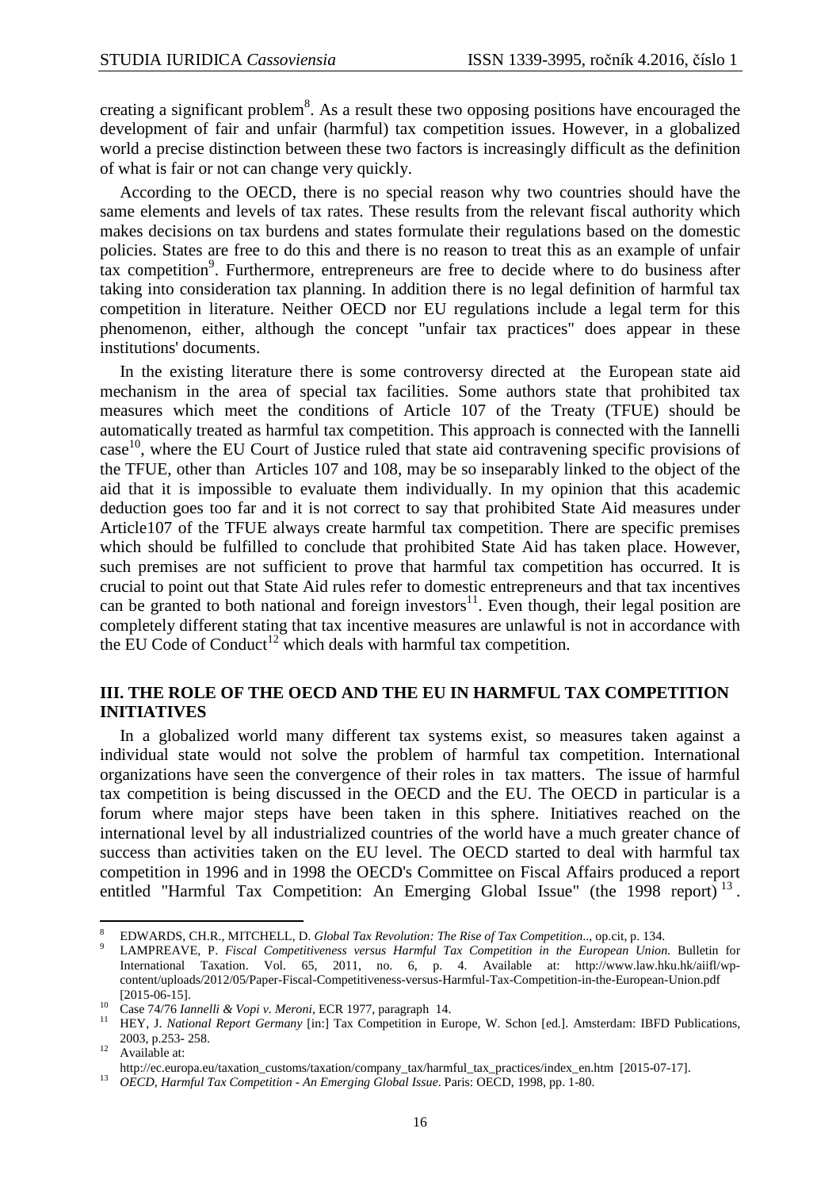creating a significant problem[8]. As a result these two opposing positions have encouraged the development of fair and unfair (harmful) tax competition issues. However, in a globalized world a precise distinction between these two factors is increasingly difficult as the definition of what is fair or not can change very quickly.

According to the OECD, there is no special reason why two countries should have the same elements and levels of tax rates. These results from the relevant fiscal authority which makes decisions on tax burdens and states formulate their regulations based on the domestic policies. States are free to do this and there is no reason to treat this as an example of unfair tax competition[9]. Furthermore, entrepreneurs are free to decide where to do business after taking into consideration tax planning. In addition there is no legal definition of harmful tax competition in literature. Neither OECD nor EU regulations include a legal term for this phenomenon, either, although the concept "unfair tax practices" does appear in these institutions' documents.

In the existing literature there is some controversy directed at the European state aid mechanism in the area of special tax facilities. Some authors state that prohibited tax measures which meet the conditions of Article 107 of the Treaty (TFUE) should be automatically treated as harmful tax competition. This approach is connected with the Iannelli case[10], where the EU Court of Justice ruled that state aid contravening specific provisions of the TFUE, other than Articles 107 and 108, may be so inseparably linked to the object of the aid that it is impossible to evaluate them individually. In my opinion that this academic deduction goes too far and it is not correct to say that prohibited State Aid measures under Article107 of the TFUE always create harmful tax competition. There are specific premises which should be fulfilled to conclude that prohibited State Aid has taken place. However, such premises are not sufficient to prove that harmful tax competition has occurred. It is crucial to point out that State Aid rules refer to domestic entrepreneurs and that tax incentives can be granted to both national and foreign investors[11]. Even though, their legal position are completely different stating that tax incentive measures are unlawful is not in accordance with the EU Code of Conduct[12] which deals with harmful tax competition.

## III. THE ROLE OF THE OECD AND THE EU IN HARMFUL TAX COMPETITION INITIATIVES

In a globalized world many different tax systems exist, so measures taken against a individual state would not solve the problem of harmful tax competition. International organizations have seen the convergence of their roles in tax matters. The issue of harmful tax competition is being discussed in the OECD and the EU. The OECD in particular is a forum where major steps have been taken in this sphere. Initiatives reached on the international level by all industrialized countries of the world have a much greater chance of success than activities taken on the EU level. The OECD started to deal with harmful tax competition in 1996 and in 1998 the OECD's Committee on Fiscal Affairs produced a report entitled "Harmful Tax Competition: An Emerging Global Issue" (the 1998 report)[13].

---

[8] EDWARDS, CH.R., MITCHELL, D. *Global Tax Revolution: The Rise of Tax Competition*.., op.cit, p. 134.

[9] LAMPREAVE, P. *Fiscal Competitiveness versus Harmful Tax Competition in the European Union.* Bulletin for International Taxation. Vol. 65, 2011, no. 6, p. 4. Available at: http://www.law.hku.hk/aiifl/wp-content/uploads/2012/05/Paper-Fiscal-Competitiveness-versus-Harmful-Tax-Competition-in-the-European-Union.pdf [2015-06-15].

[10] Case 74/76 *Iannelli & Vopi v. Meroni*, ECR 1977, paragraph 14.

[11] HEY, J. *National Report Germany* [in:] Tax Competition in Europe, W. Schon [ed.]. Amsterdam: IBFD Publications, 2003, p.253- 258.

[12] Available at: http://ec.europa.eu/taxation_customs/taxation/company_tax/harmful_tax_practices/index_en.htm [2015-07-17].

[13] *OECD, Harmful Tax Competition - An Emerging Global Issue*. Paris: OECD, 1998, pp. 1-80.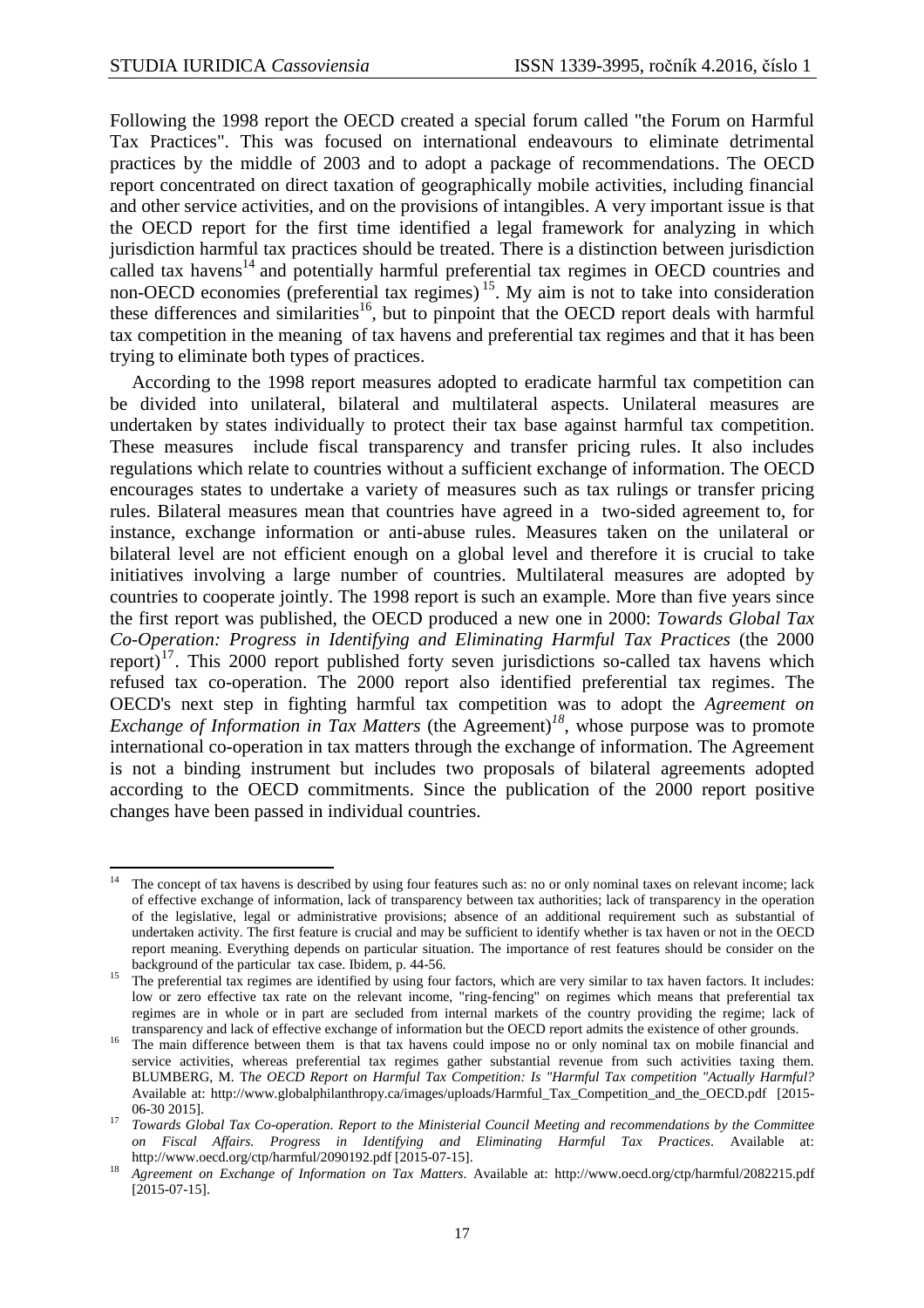Following the 1998 report the OECD created a special forum called "the Forum on Harmful Tax Practices". This was focused on international endeavours to eliminate detrimental practices by the middle of 2003 and to adopt a package of recommendations. The OECD report concentrated on direct taxation of geographically mobile activities, including financial and other service activities, and on the provisions of intangibles. A very important issue is that the OECD report for the first time identified a legal framework for analyzing in which jurisdiction harmful tax practices should be treated. There is a distinction between jurisdiction called tax havens[14] and potentially harmful preferential tax regimes in OECD countries and non-OECD economies (preferential tax regimes)[15]. My aim is not to take into consideration these differences and similarities[16], but to pinpoint that the OECD report deals with harmful tax competition in the meaning of tax havens and preferential tax regimes and that it has been trying to eliminate both types of practices.

According to the 1998 report measures adopted to eradicate harmful tax competition can be divided into unilateral, bilateral and multilateral aspects. Unilateral measures are undertaken by states individually to protect their tax base against harmful tax competition. These measures include fiscal transparency and transfer pricing rules. It also includes regulations which relate to countries without a sufficient exchange of information. The OECD encourages states to undertake a variety of measures such as tax rulings or transfer pricing rules. Bilateral measures mean that countries have agreed in a two-sided agreement to, for instance, exchange information or anti-abuse rules. Measures taken on the unilateral or bilateral level are not efficient enough on a global level and therefore it is crucial to take initiatives involving a large number of countries. Multilateral measures are adopted by countries to cooperate jointly. The 1998 report is such an example. More than five years since the first report was published, the OECD produced a new one in 2000: *Towards Global Tax Co-Operation: Progress in Identifying and Eliminating Harmful Tax Practices* (the 2000 report)[17]. This 2000 report published forty seven jurisdictions so-called tax havens which refused tax co-operation. The 2000 report also identified preferential tax regimes. The OECD's next step in fighting harmful tax competition was to adopt the *Agreement on Exchange of Information in Tax Matters* (the Agreement)[18], whose purpose was to promote international co-operation in tax matters through the exchange of information. The Agreement is not a binding instrument but includes two proposals of bilateral agreements adopted according to the OECD commitments. Since the publication of the 2000 report positive changes have been passed in individual countries.

---

[14] The concept of tax havens is described by using four features such as: no or only nominal taxes on relevant income; lack of effective exchange of information, lack of transparency between tax authorities; lack of transparency in the operation of the legislative, legal or administrative provisions; absence of an additional requirement such as substantial of undertaken activity. The first feature is crucial and may be sufficient to identify whether is tax haven or not in the OECD report meaning. Everything depends on particular situation. The importance of rest features should be consider on the background of the particular tax case. Ibidem, p. 44-56.

[15] The preferential tax regimes are identified by using four factors, which are very similar to tax haven factors. It includes: low or zero effective tax rate on the relevant income, "ring-fencing" on regimes which means that preferential tax regimes are in whole or in part are secluded from internal markets of the country providing the regime; lack of transparency and lack of effective exchange of information but the OECD report admits the existence of other grounds.

[16] The main difference between them is that tax havens could impose no or only nominal tax on mobile financial and service activities, whereas preferential tax regimes gather substantial revenue from such activities taxing them. BLUMBERG, M. *The OECD Report on Harmful Tax Competition: Is "Harmful Tax competition "Actually Harmful?* Available at: http://www.globalphilanthropy.ca/images/uploads/Harmful_Tax_Competition_and_the_OECD.pdf [2015-06-30 2015].

[17] *Towards Global Tax Co-operation. Report to the Ministerial Council Meeting and recommendations by the Committee on Fiscal Affairs. Progress in Identifying and Eliminating Harmful Tax Practices*. Available at: http://www.oecd.org/ctp/harmful/2090192.pdf [2015-07-15].

[18] *Agreement on Exchange of Information on Tax Matters*. Available at: http://www.oecd.org/ctp/harmful/2082215.pdf [2015-07-15].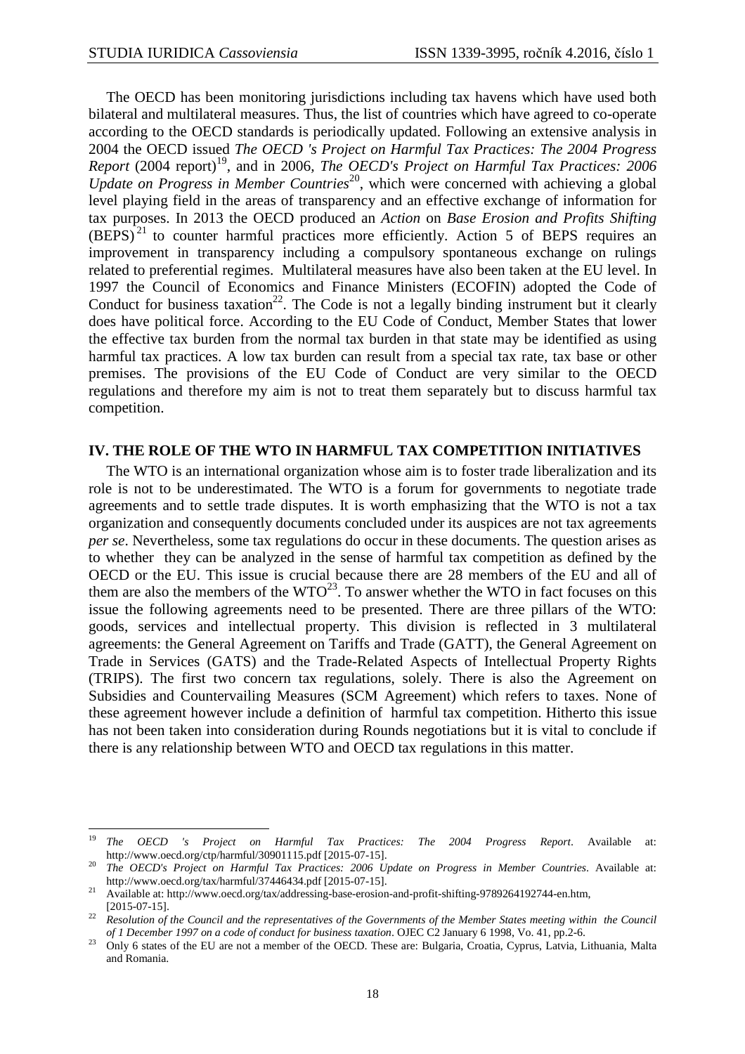The OECD has been monitoring jurisdictions including tax havens which have used both bilateral and multilateral measures. Thus, the list of countries which have agreed to co-operate according to the OECD standards is periodically updated. Following an extensive analysis in 2004 the OECD issued *The OECD 's Project on Harmful Tax Practices: The 2004 Progress Report* (2004 report)[19], and in 2006, *The OECD's Project on Harmful Tax Practices: 2006 Update on Progress in Member Countries*[20], which were concerned with achieving a global level playing field in the areas of transparency and an effective exchange of information for tax purposes. In 2013 the OECD produced an *Action* on *Base Erosion and Profits Shifting* (BEPS)[21] to counter harmful practices more efficiently. Action 5 of BEPS requires an improvement in transparency including a compulsory spontaneous exchange on rulings related to preferential regimes. Multilateral measures have also been taken at the EU level. In 1997 the Council of Economics and Finance Ministers (ECOFIN) adopted the Code of Conduct for business taxation[22]. The Code is not a legally binding instrument but it clearly does have political force. According to the EU Code of Conduct, Member States that lower the effective tax burden from the normal tax burden in that state may be identified as using harmful tax practices. A low tax burden can result from a special tax rate, tax base or other premises. The provisions of the EU Code of Conduct are very similar to the OECD regulations and therefore my aim is not to treat them separately but to discuss harmful tax competition.

## IV. THE ROLE OF THE WTO IN HARMFUL TAX COMPETITION INITIATIVES

The WTO is an international organization whose aim is to foster trade liberalization and its role is not to be underestimated. The WTO is a forum for governments to negotiate trade agreements and to settle trade disputes. It is worth emphasizing that the WTO is not a tax organization and consequently documents concluded under its auspices are not tax agreements *per se*. Nevertheless, some tax regulations do occur in these documents. The question arises as to whether they can be analyzed in the sense of harmful tax competition as defined by the OECD or the EU. This issue is crucial because there are 28 members of the EU and all of them are also the members of the WTO[23]. To answer whether the WTO in fact focuses on this issue the following agreements need to be presented. There are three pillars of the WTO: goods, services and intellectual property. This division is reflected in 3 multilateral agreements: the General Agreement on Tariffs and Trade (GATT), the General Agreement on Trade in Services (GATS) and the Trade-Related Aspects of Intellectual Property Rights (TRIPS). The first two concern tax regulations, solely. There is also the Agreement on Subsidies and Countervailing Measures (SCM Agreement) which refers to taxes. None of these agreement however include a definition of harmful tax competition. Hitherto this issue has not been taken into consideration during Rounds negotiations but it is vital to conclude if there is any relationship between WTO and OECD tax regulations in this matter.

---

[19] *The OECD 's Project on Harmful Tax Practices: The 2004 Progress Report*. Available at: http://www.oecd.org/ctp/harmful/30901115.pdf [2015-07-15].

[20] *The OECD's Project on Harmful Tax Practices: 2006 Update on Progress in Member Countries*. Available at: http://www.oecd.org/tax/harmful/37446434.pdf [2015-07-15].

[21] Available at: http://www.oecd.org/tax/addressing-base-erosion-and-profit-shifting-9789264192744-en.htm, [2015-07-15].

[22] *Resolution of the Council and the representatives of the Governments of the Member States meeting within the Council of 1 December 1997 on a code of conduct for business taxation*. OJEC C2 January 6 1998, Vo. 41, pp.2-6.

[23] Only 6 states of the EU are not a member of the OECD. These are: Bulgaria, Croatia, Cyprus, Latvia, Lithuania, Malta and Romania.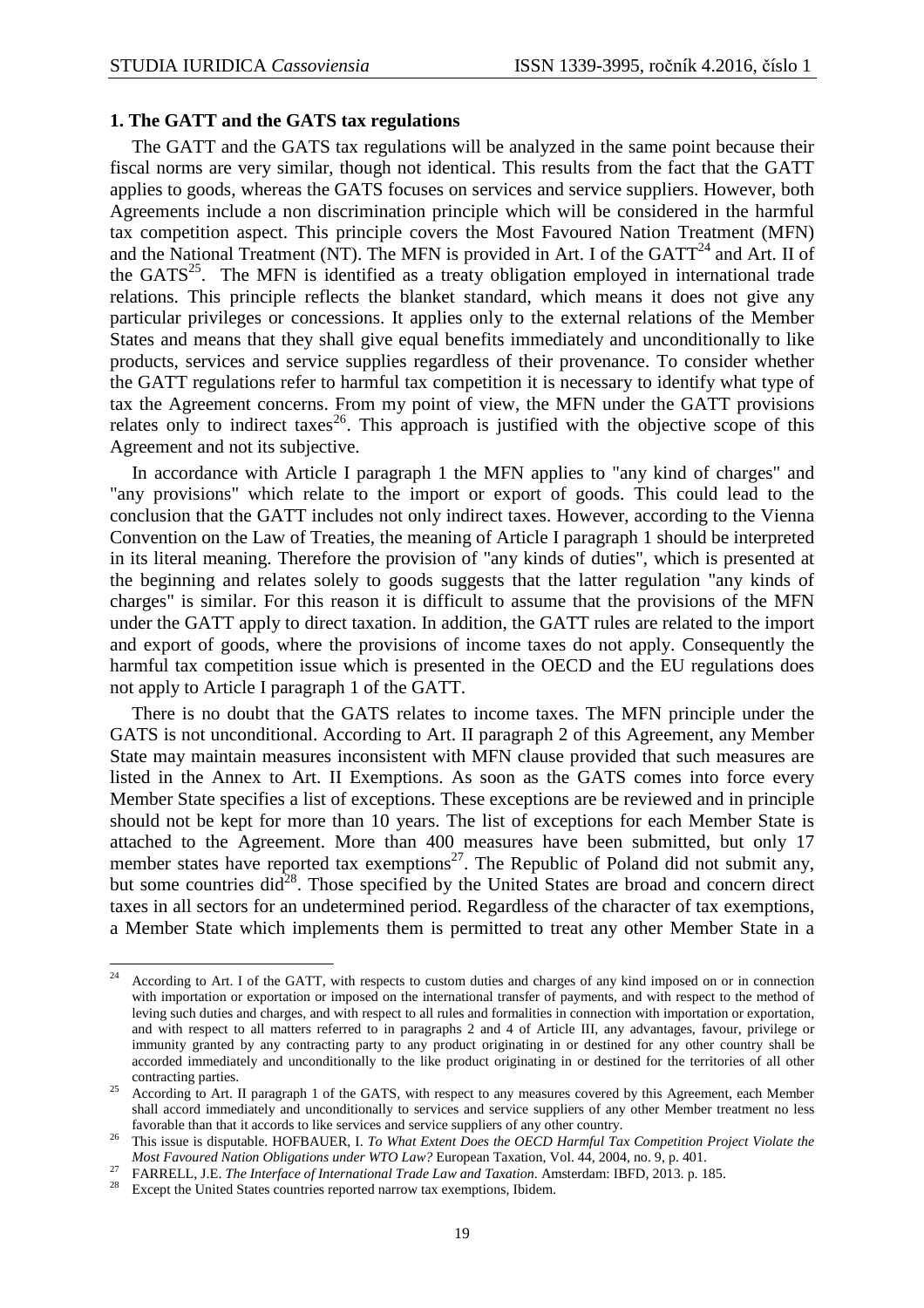### 1. The GATT and the GATS tax regulations

The GATT and the GATS tax regulations will be analyzed in the same point because their fiscal norms are very similar, though not identical. This results from the fact that the GATT applies to goods, whereas the GATS focuses on services and service suppliers. However, both Agreements include a non discrimination principle which will be considered in the harmful tax competition aspect. This principle covers the Most Favoured Nation Treatment (MFN) and the National Treatment (NT). The MFN is provided in Art. I of the GATT[24] and Art. II of the GATS[25]. The MFN is identified as a treaty obligation employed in international trade relations. This principle reflects the blanket standard, which means it does not give any particular privileges or concessions. It applies only to the external relations of the Member States and means that they shall give equal benefits immediately and unconditionally to like products, services and service supplies regardless of their provenance. To consider whether the GATT regulations refer to harmful tax competition it is necessary to identify what type of tax the Agreement concerns. From my point of view, the MFN under the GATT provisions relates only to indirect taxes[26]. This approach is justified with the objective scope of this Agreement and not its subjective.

In accordance with Article I paragraph 1 the MFN applies to "any kind of charges" and "any provisions" which relate to the import or export of goods. This could lead to the conclusion that the GATT includes not only indirect taxes. However, according to the Vienna Convention on the Law of Treaties, the meaning of Article I paragraph 1 should be interpreted in its literal meaning. Therefore the provision of "any kinds of duties", which is presented at the beginning and relates solely to goods suggests that the latter regulation "any kinds of charges" is similar. For this reason it is difficult to assume that the provisions of the MFN under the GATT apply to direct taxation. In addition, the GATT rules are related to the import and export of goods, where the provisions of income taxes do not apply. Consequently the harmful tax competition issue which is presented in the OECD and the EU regulations does not apply to Article I paragraph 1 of the GATT.

There is no doubt that the GATS relates to income taxes. The MFN principle under the GATS is not unconditional. According to Art. II paragraph 2 of this Agreement, any Member State may maintain measures inconsistent with MFN clause provided that such measures are listed in the Annex to Art. II Exemptions. As soon as the GATS comes into force every Member State specifies a list of exceptions. These exceptions are be reviewed and in principle should not be kept for more than 10 years. The list of exceptions for each Member State is attached to the Agreement. More than 400 measures have been submitted, but only 17 member states have reported tax exemptions[27]. The Republic of Poland did not submit any, but some countries did[28]. Those specified by the United States are broad and concern direct taxes in all sectors for an undetermined period. Regardless of the character of tax exemptions, a Member State which implements them is permitted to treat any other Member State in a

---

[24] According to Art. I of the GATT, with respects to custom duties and charges of any kind imposed on or in connection with importation or exportation or imposed on the international transfer of payments, and with respect to the method of leving such duties and charges, and with respect to all rules and formalities in connection with importation or exportation, and with respect to all matters referred to in paragraphs 2 and 4 of Article III, any advantages, favour, privilege or immunity granted by any contracting party to any product originating in or destined for any other country shall be accorded immediately and unconditionally to the like product originating in or destined for the territories of all other contracting parties.

[25] According to Art. II paragraph 1 of the GATS, with respect to any measures covered by this Agreement, each Member shall accord immediately and unconditionally to services and service suppliers of any other Member treatment no less favorable than that it accords to like services and service suppliers of any other country.

[26] This issue is disputable. HOFBAUER, I. *To What Extent Does the OECD Harmful Tax Competition Project Violate the Most Favoured Nation Obligations under WTO Law?* European Taxation, Vol. 44, 2004, no. 9, p. 401.

[27] FARRELL, J.E. *The Interface of International Trade Law and Taxation*. Amsterdam: IBFD, 2013. p. 185.

[28] Except the United States countries reported narrow tax exemptions, Ibidem.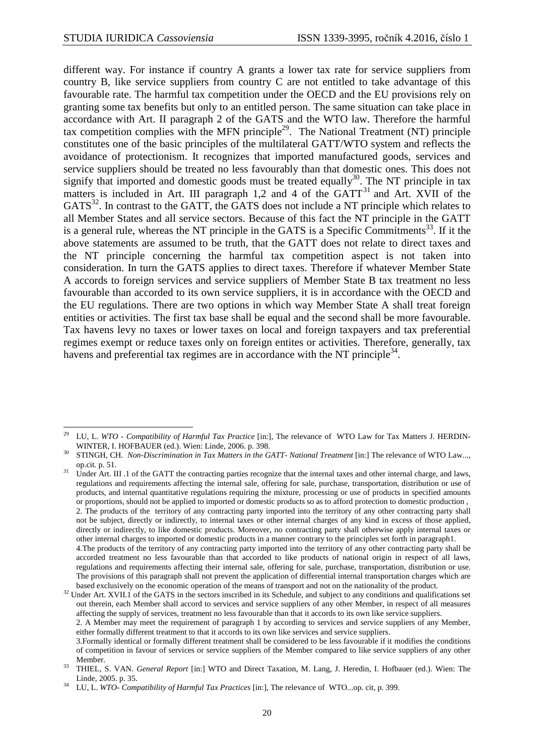different way. For instance if country A grants a lower tax rate for service suppliers from country B, like service suppliers from country C are not entitled to take advantage of this favourable rate. The harmful tax competition under the OECD and the EU provisions rely on granting some tax benefits but only to an entitled person. The same situation can take place in accordance with Art. II paragraph 2 of the GATS and the WTO law. Therefore the harmful tax competition complies with the MFN principle[29]. The National Treatment (NT) principle constitutes one of the basic principles of the multilateral GATT/WTO system and reflects the avoidance of protectionism. It recognizes that imported manufactured goods, services and service suppliers should be treated no less favourably than that domestic ones. This does not signify that imported and domestic goods must be treated equally[30]. The NT principle in tax matters is included in Art. III paragraph 1,2 and 4 of the GATT[31] and Art. XVII of the GATS[32]. In contrast to the GATT, the GATS does not include a NT principle which relates to all Member States and all service sectors. Because of this fact the NT principle in the GATT is a general rule, whereas the NT principle in the GATS is a Specific Commitments[33]. If it the above statements are assumed to be truth, that the GATT does not relate to direct taxes and the NT principle concerning the harmful tax competition aspect is not taken into consideration. In turn the GATS applies to direct taxes. Therefore if whatever Member State A accords to foreign services and service suppliers of Member State B tax treatment no less favourable than accorded to its own service suppliers, it is in accordance with the OECD and the EU regulations. There are two options in which way Member State A shall treat foreign entities or activities. The first tax base shall be equal and the second shall be more favourable. Tax havens levy no taxes or lower taxes on local and foreign taxpayers and tax preferential regimes exempt or reduce taxes only on foreign entites or activities. Therefore, generally, tax havens and preferential tax regimes are in accordance with the NT principle[34].

---

[29] LU, L. *WTO - Compatibility of Harmful Tax Practice* [in:], The relevance of WTO Law for Tax Matters J. HERDIN-WINTER, I. HOFBAUER (ed.). Wien: Linde, 2006. p. 398.

[30] STINGH, CH. *Non-Discrimination in Tax Matters in the GATT- National Treatment* [in:] The relevance of WTO Law..., op.cit. p. 51.

[31] Under Art. III .1 of the GATT the contracting parties recognize that the internal taxes and other internal charge, and laws, regulations and requirements affecting the internal sale, offering for sale, purchase, transportation, distribution or use of products, and internal quantitative regulations requiring the mixture, processing or use of products in specified amounts or proportions, should not be applied to imported or domestic products so as to afford protection to domestic production ,
2. The products of the territory of any contracting party imported into the territory of any other contracting party shall not be subject, directly or indirectly, to internal taxes or other internal charges of any kind in excess of those applied, directly or indirectly, to like domestic products. Moreover, no contracting party shall otherwise apply internal taxes or other internal charges to imported or domestic products in a manner contrary to the principles set forth in paragraph1.
4.The products of the territory of any contracting party imported into the territory of any other contracting party shall be accorded treatment no less favourable than that accorded to like products of national origin in respect of all laws, regulations and requirements affecting their internal sale, offering for sale, purchase, transportation, distribution or use. The provisions of this paragraph shall not prevent the application of differential internal transportation charges which are based exclusively on the economic operation of the means of transport and not on the nationality of the product.

[32] Under Art. XVII.1 of the GATS in the sectors inscribed in its Schedule, and subject to any conditions and qualifications set out therein, each Member shall accord to services and service suppliers of any other Member, in respect of all measures affecting the supply of services, treatment no less favourable than that it accords to its own like service suppliers.
2. A Member may meet the requirement of paragraph 1 by according to services and service suppliers of any Member, either formally different treatment to that it accords to its own like services and service suppliers.
3.Formally identical or formally different treatment shall be considered to be less favourable if it modifies the conditions of competition in favour of services or service suppliers of the Member compared to like service suppliers of any other Member.

[33] THIEL, S. VAN. *General Report* [in:] WTO and Direct Taxation, M. Lang, J. Heredin, I. Hofbauer (ed.). Wien: The Linde, 2005. p. 35.

[34] LU, L. *WTO- Compatibility of Harmful Tax Practices* [in:], The relevance of WTO...op. cit, p. 399.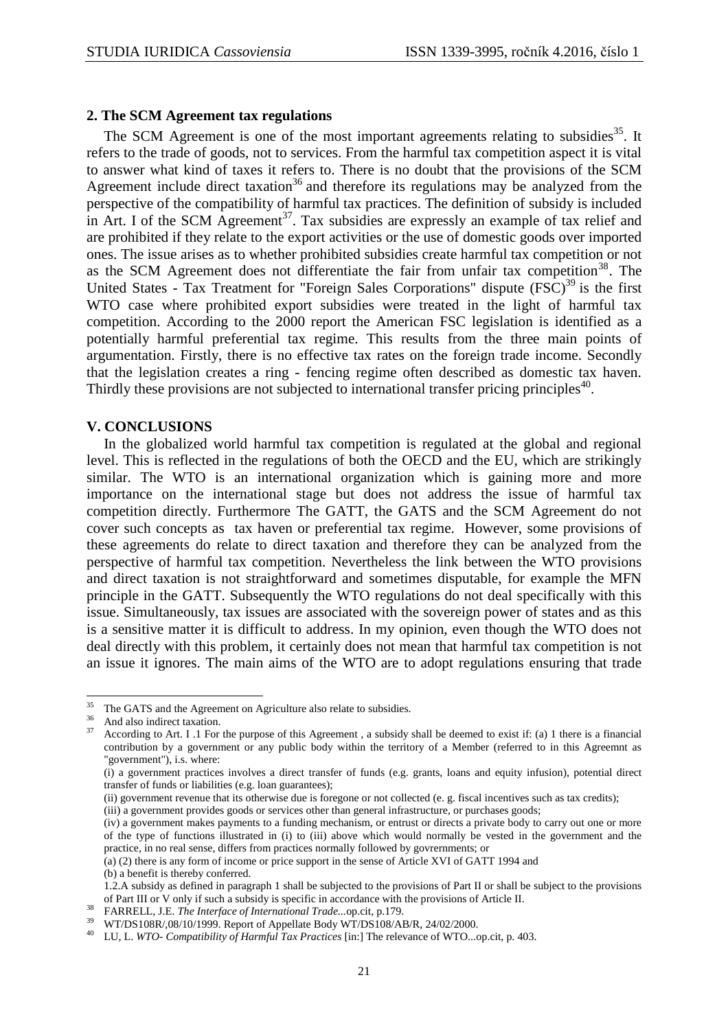### 2. The SCM Agreement tax regulations

The SCM Agreement is one of the most important agreements relating to subsidies[35]. It refers to the trade of goods, not to services. From the harmful tax competition aspect it is vital to answer what kind of taxes it refers to. There is no doubt that the provisions of the SCM Agreement include direct taxation[36] and therefore its regulations may be analyzed from the perspective of the compatibility of harmful tax practices. The definition of subsidy is included in Art. I of the SCM Agreement[37]. Tax subsidies are expressly an example of tax relief and are prohibited if they relate to the export activities or the use of domestic goods over imported ones. The issue arises as to whether prohibited subsidies create harmful tax competition or not as the SCM Agreement does not differentiate the fair from unfair tax competition[38]. The United States - Tax Treatment for "Foreign Sales Corporations" dispute (FSC)[39] is the first WTO case where prohibited export subsidies were treated in the light of harmful tax competition. According to the 2000 report the American FSC legislation is identified as a potentially harmful preferential tax regime. This results from the three main points of argumentation. Firstly, there is no effective tax rates on the foreign trade income. Secondly that the legislation creates a ring - fencing regime often described as domestic tax haven. Thirdly these provisions are not subjected to international transfer pricing principles[40].

## V. CONCLUSIONS

In the globalized world harmful tax competition is regulated at the global and regional level. This is reflected in the regulations of both the OECD and the EU, which are strikingly similar. The WTO is an international organization which is gaining more and more importance on the international stage but does not address the issue of harmful tax competition directly. Furthermore The GATT, the GATS and the SCM Agreement do not cover such concepts as tax haven or preferential tax regime. However, some provisions of these agreements do relate to direct taxation and therefore they can be analyzed from the perspective of harmful tax competition. Nevertheless the link between the WTO provisions and direct taxation is not straightforward and sometimes disputable, for example the MFN principle in the GATT. Subsequently the WTO regulations do not deal specifically with this issue. Simultaneously, tax issues are associated with the sovereign power of states and as this is a sensitive matter it is difficult to address. In my opinion, even though the WTO does not deal directly with this problem, it certainly does not mean that harmful tax competition is not an issue it ignores. The main aims of the WTO are to adopt regulations ensuring that trade

---

[35] The GATS and the Agreement on Agriculture also relate to subsidies.

[36] And also indirect taxation.

[37] According to Art. I .1 For the purpose of this Agreement , a subsidy shall be deemed to exist if: (a) 1 there is a financial contribution by a government or any public body within the territory of a Member (referred to in this Agreemnt as "government"), i.s. where:

(i) a government practices involves a direct transfer of funds (e.g. grants, loans and equity infusion), potential direct transfer of funds or liabilities (e.g. loan guarantees);

(ii) government revenue that its otherwise due is foregone or not collected (e. g. fiscal incentives such as tax credits);

(iii) a government provides goods or services other than general infrastructure, or purchases goods;

(iv) a government makes payments to a funding mechanism, or entrust or directs a private body to carry out one or more of the type of functions illustrated in (i) to (iii) above which would normally be vested in the government and the practice, in no real sense, differs from practices normally followed by govrernments; or

(a) (2) there is any form of income or price support in the sense of Article XVI of GATT 1994 and

(b) a benefit is thereby conferred.

1.2.A subsidy as defined in paragraph 1 shall be subjected to the provisions of Part II or shall be subject to the provisions of Part III or V only if such a subsidy is specific in accordance with the provisions of Article II.

[38] FARRELL, J.E. *The Interface of International Trade*...op.cit, p.179.

[39] WT/DS108R/,08/10/1999. Report of Appellate Body WT/DS108/AB/R, 24/02/2000.

[40] LU, L. *WTO- Compatibility of Harmful Tax Practices* [in:] The relevance of WTO...op.cit, p. 403.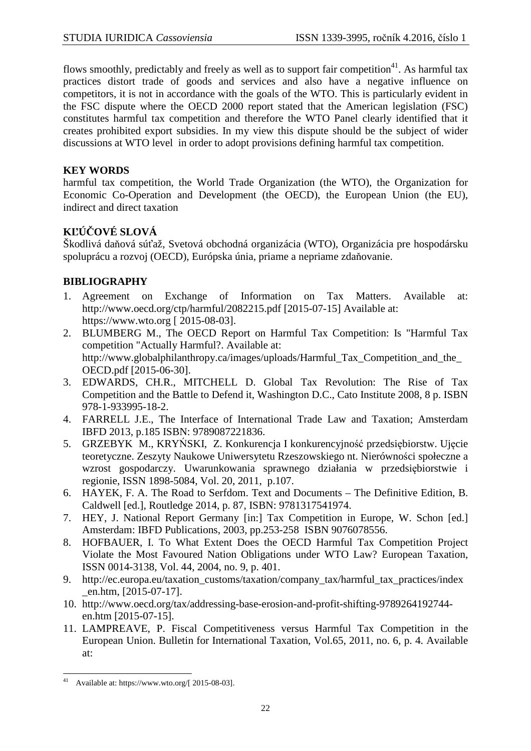flows smoothly, predictably and freely as well as to support fair competition[41]. As harmful tax practices distort trade of goods and services and also have a negative influence on competitors, it is not in accordance with the goals of the WTO. This is particularly evident in the FSC dispute where the OECD 2000 report stated that the American legislation (FSC) constitutes harmful tax competition and therefore the WTO Panel clearly identified that it creates prohibited export subsidies. In my view this dispute should be the subject of wider discussions at WTO level in order to adopt provisions defining harmful tax competition.

## KEY WORDS

harmful tax competition, the World Trade Organization (the WTO), the Organization for Economic Co-Operation and Development (the OECD), the European Union (the EU), indirect and direct taxation

## KĽÚČOVÉ SLOVÁ

Škodlivá daňová súťaž, Svetová obchodná organizácia (WTO), Organizácia pre hospodársku spoluprácu a rozvoj (OECD), Európska únia, priame a nepriame zdaňovanie.

## BIBLIOGRAPHY

1. Agreement on Exchange of Information on Tax Matters. Available at: http://www.oecd.org/ctp/harmful/2082215.pdf [2015-07-15] Available at: https://www.wto.org [ 2015-08-03].
2. BLUMBERG M., The OECD Report on Harmful Tax Competition: Is "Harmful Tax competition "Actually Harmful?. Available at: http://www.globalphilanthropy.ca/images/uploads/Harmful_Tax_Competition_and_the_OECD.pdf [2015-06-30].
3. EDWARDS, CH.R., MITCHELL D. Global Tax Revolution: The Rise of Tax Competition and the Battle to Defend it, Washington D.C., Cato Institute 2008, 8 p. ISBN 978-1-933995-18-2.
4. FARRELL J.E., The Interface of International Trade Law and Taxation; Amsterdam IBFD 2013, p.185 ISBN: 9789087221836.
5. GRZEBYK M., KRYŃSKI, Z. Konkurencja I konkurencyjność przedsiębiorstw. Ujęcie teoretyczne. Zeszyty Naukowe Uniwersytetu Rzeszowskiego nt. Nierówności społeczne a wzrost gospodarczy. Uwarunkowania sprawnego działania w przedsiębiorstwie i regionie, ISSN 1898-5084, Vol. 20, 2011, p.107.
6. HAYEK, F. A. The Road to Serfdom. Text and Documents – The Definitive Edition, B. Caldwell [ed.], Routledge 2014, p. 87, ISBN: 9781317541974.
7. HEY, J. National Report Germany [in:] Tax Competition in Europe, W. Schon [ed.] Amsterdam: IBFD Publications, 2003, pp.253-258 ISBN 9076078556.
8. HOFBAUER, I. To What Extent Does the OECD Harmful Tax Competition Project Violate the Most Favoured Nation Obligations under WTO Law? European Taxation, ISSN 0014-3138, Vol. 44, 2004, no. 9, p. 401.
9. http://ec.europa.eu/taxation_customs/taxation/company_tax/harmful_tax_practices/index_en.htm, [2015-07-17].
10. http://www.oecd.org/tax/addressing-base-erosion-and-profit-shifting-9789264192744-en.htm [2015-07-15].
11. LAMPREAVE, P. Fiscal Competitiveness versus Harmful Tax Competition in the European Union. Bulletin for International Taxation, Vol.65, 2011, no. 6, p. 4. Available at:

---

[41] Available at: https://www.wto.org/[ 2015-08-03].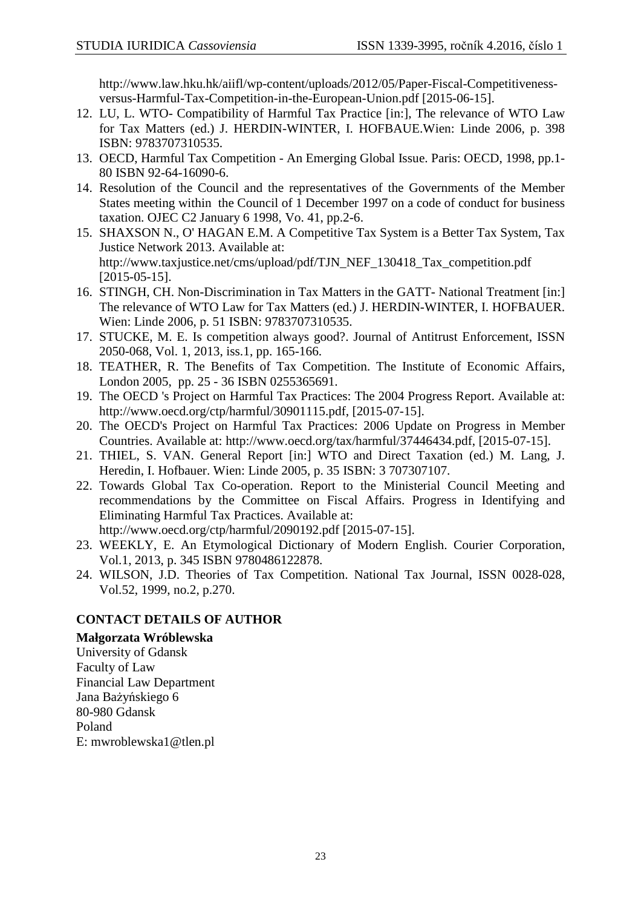http://www.law.hku.hk/aiifl/wp-content/uploads/2012/05/Paper-Fiscal-Competitiveness-versus-Harmful-Tax-Competition-in-the-European-Union.pdf [2015-06-15].

12. LU, L. WTO- Compatibility of Harmful Tax Practice [in:], The relevance of WTO Law for Tax Matters (ed.) J. HERDIN-WINTER, I. HOFBAUE.Wien: Linde 2006, p. 398 ISBN: 9783707310535.
13. OECD, Harmful Tax Competition - An Emerging Global Issue. Paris: OECD, 1998, pp.1-80 ISBN 92-64-16090-6.
14. Resolution of the Council and the representatives of the Governments of the Member States meeting within the Council of 1 December 1997 on a code of conduct for business taxation. OJEC C2 January 6 1998, Vo. 41, pp.2-6.
15. SHAXSON N., O' HAGAN E.M. A Competitive Tax System is a Better Tax System, Tax Justice Network 2013. Available at: http://www.taxjustice.net/cms/upload/pdf/TJN_NEF_130418_Tax_competition.pdf [2015-05-15].
16. STINGH, CH. Non-Discrimination in Tax Matters in the GATT- National Treatment [in:] The relevance of WTO Law for Tax Matters (ed.) J. HERDIN-WINTER, I. HOFBAUER. Wien: Linde 2006, p. 51 ISBN: 9783707310535.
17. STUCKE, M. E. Is competition always good?. Journal of Antitrust Enforcement, ISSN 2050-068, Vol. 1, 2013, iss.1, pp. 165-166.
18. TEATHER, R. The Benefits of Tax Competition. The Institute of Economic Affairs, London 2005, pp. 25 - 36 ISBN 0255365691.
19. The OECD 's Project on Harmful Tax Practices: The 2004 Progress Report. Available at: http://www.oecd.org/ctp/harmful/30901115.pdf, [2015-07-15].
20. The OECD's Project on Harmful Tax Practices: 2006 Update on Progress in Member Countries. Available at: http://www.oecd.org/tax/harmful/37446434.pdf, [2015-07-15].
21. THIEL, S. VAN. General Report [in:] WTO and Direct Taxation (ed.) M. Lang, J. Heredin, I. Hofbauer. Wien: Linde 2005, p. 35 ISBN: 3 707307107.
22. Towards Global Tax Co-operation. Report to the Ministerial Council Meeting and recommendations by the Committee on Fiscal Affairs. Progress in Identifying and Eliminating Harmful Tax Practices. Available at: http://www.oecd.org/ctp/harmful/2090192.pdf [2015-07-15].
23. WEEKLY, E. An Etymological Dictionary of Modern English. Courier Corporation, Vol.1, 2013, p. 345 ISBN 9780486122878.
24. WILSON, J.D. Theories of Tax Competition. National Tax Journal, ISSN 0028-028, Vol.52, 1999, no.2, p.270.

## CONTACT DETAILS OF AUTHOR

**Małgorzata Wróblewska**
University of Gdansk
Faculty of Law
Financial Law Department
Jana Bażyńskiego 6
80-980 Gdansk
Poland
E: mwroblewska1@tlen.pl